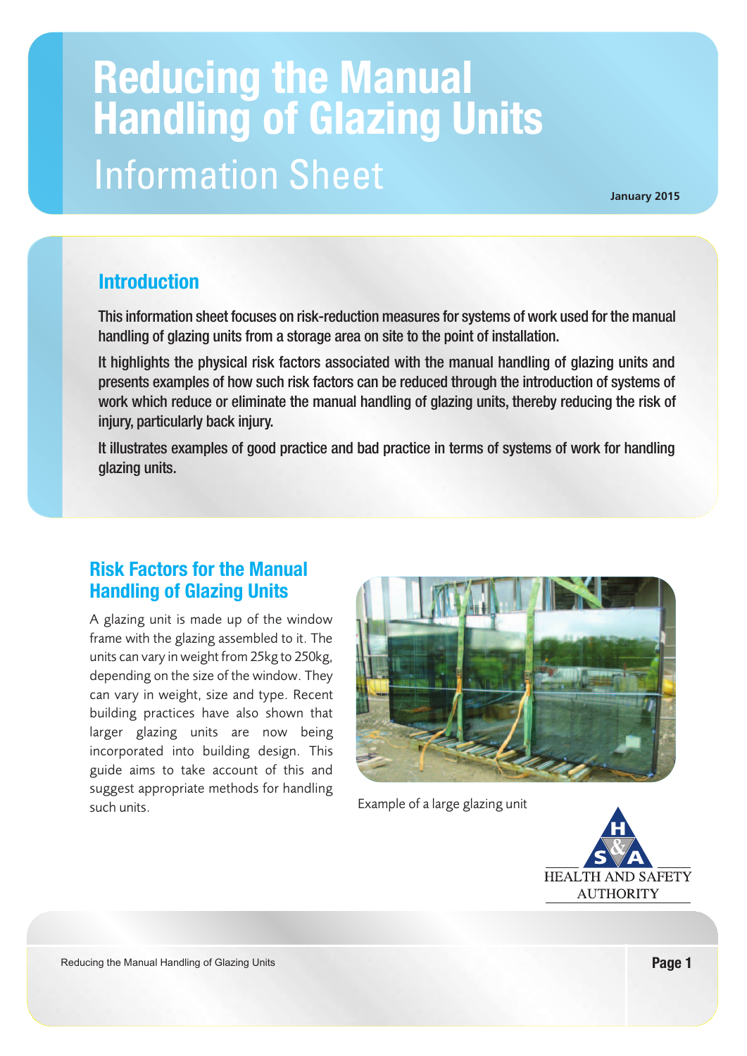# Reducing the Manual Handling of Glazing Units

## Information Sheet

January 2015

## Introduction

This information sheet focuses on risk-reduction measures for systems of work used for the manual handling of glazing units from a storage area on site to the point of installation.

It highlights the physical risk factors associated with the manual handling of glazing units and presents examples of how such risk factors can be reduced through the introduction of systems of work which reduce or eliminate the manual handling of glazing units, thereby reducing the risk of injury, particularly back injury.

It illustrates examples of good practice and bad practice in terms of systems of work for handling glazing units.

## Risk Factors for the Manual Handling of Glazing Units

A glazing unit is made up of the window frame with the glazing assembled to it. The units can vary in weight from 25kg to 250kg, depending on the size of the window. They can vary in weight, size and type. Recent building practices have also shown that larger glazing units are now being incorporated into building design. This guide aims to take account of this and suggest appropriate methods for handling such units.

Example of a large glazing unit

HEALTH AND SAFETY AUTHORITY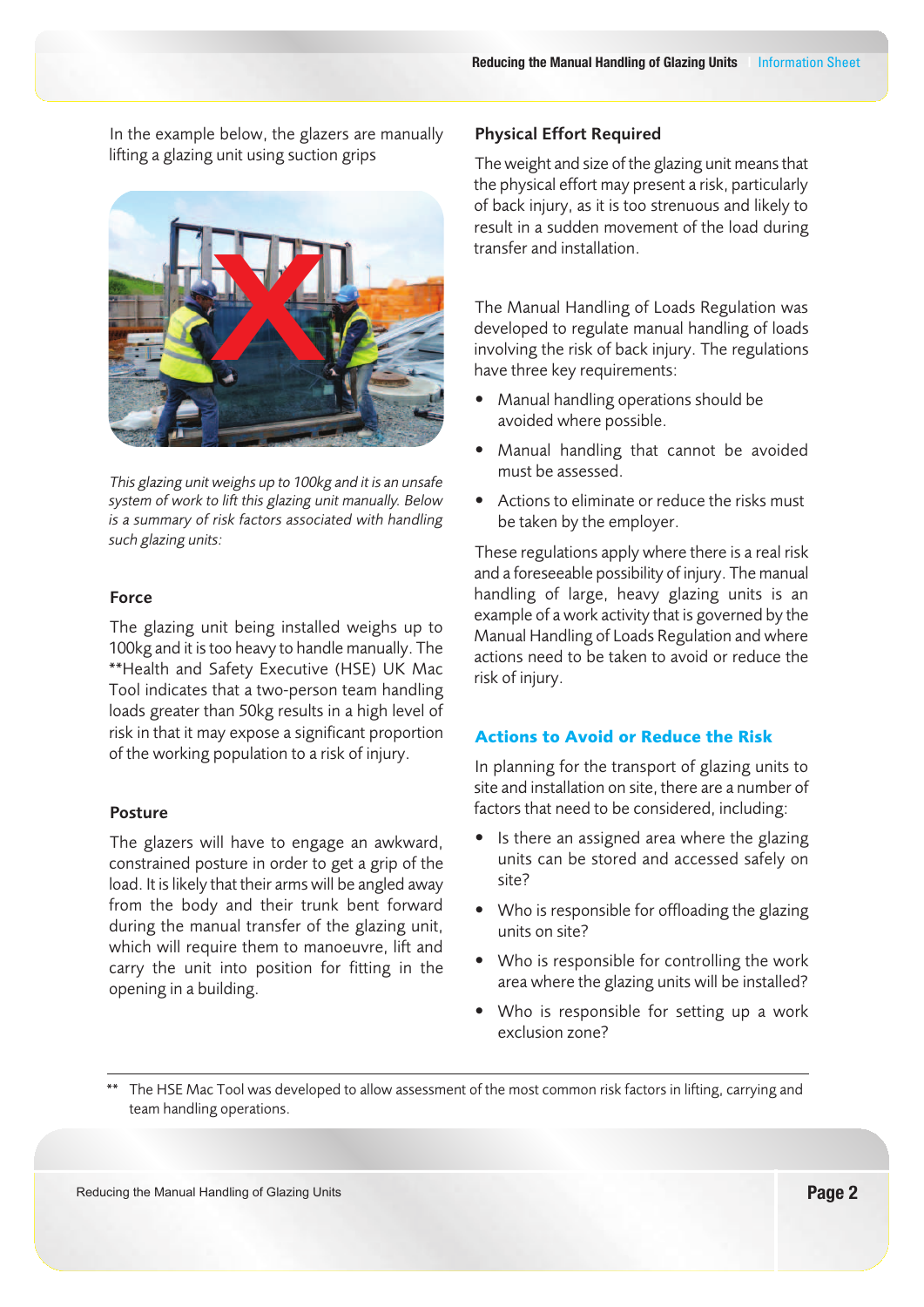In the example below, the glazers are manually lifting a glazing unit using suction grips

*This glazing unit weighs up to 100kg and it is an unsafe system of work to lift this glazing unit manually. Below is a summary of risk factors associated with handling such glazing units:*

### Force

The glazing unit being installed weighs up to 100kg and it is too heavy to handle manually. The **Health and Safety Executive (HSE) UK Mac Tool indicates that a two-person team handling loads greater than 50kg results in a high level of risk in that it may expose a significant proportion of the working population to a risk of injury.

### Posture

The glazers will have to engage an awkward, constrained posture in order to get a grip of the load. It is likely that their arms will be angled away from the body and their trunk bent forward during the manual transfer of the glazing unit, which will require them to manoeuvre, lift and carry the unit into position for fitting in the opening in a building.

### Physical Effort Required

The weight and size of the glazing unit means that the physical effort may present a risk, particularly of back injury, as it is too strenuous and likely to result in a sudden movement of the load during transfer and installation.

The Manual Handling of Loads Regulation was developed to regulate manual handling of loads involving the risk of back injury. The regulations have three key requirements:

- Manual handling operations should be avoided where possible.
- Manual handling that cannot be avoided must be assessed.
- Actions to eliminate or reduce the risks must be taken by the employer.

These regulations apply where there is a real risk and a foreseeable possibility of injury. The manual handling of large, heavy glazing units is an example of a work activity that is governed by the Manual Handling of Loads Regulation and where actions need to be taken to avoid or reduce the risk of injury.

## Actions to Avoid or Reduce the Risk

In planning for the transport of glazing units to site and installation on site, there are a number of factors that need to be considered, including:

- Is there an assigned area where the glazing units can be stored and accessed safely on site?
- Who is responsible for offloading the glazing units on site?
- Who is responsible for controlling the work area where the glazing units will be installed?
- Who is responsible for setting up a work exclusion zone?

** The HSE Mac Tool was developed to allow assessment of the most common risk factors in lifting, carrying and team handling operations.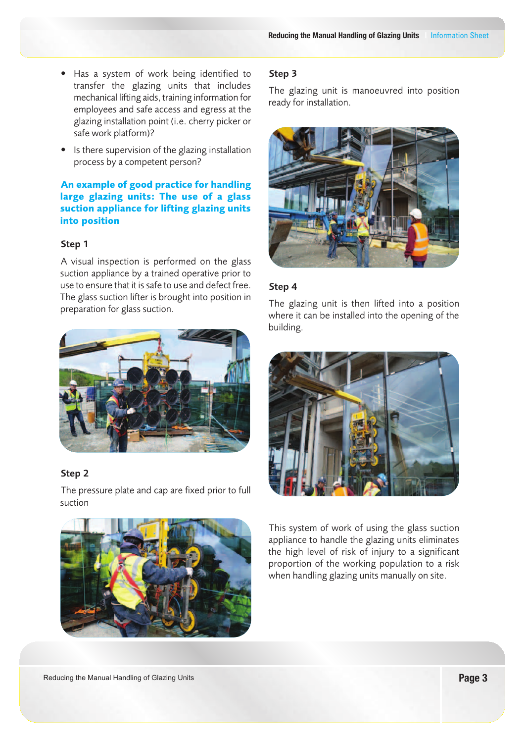- Has a system of work being identified to transfer the glazing units that includes mechanical lifting aids, training information for employees and safe access and egress at the glazing installation point (i.e. cherry picker or safe work platform)?
- Is there supervision of the glazing installation process by a competent person?

## An example of good practice for handling large glazing units: The use of a glass suction appliance for lifting glazing units into position

### Step 1

A visual inspection is performed on the glass suction appliance by a trained operative prior to use to ensure that it is safe to use and defect free. The glass suction lifter is brought into position in preparation for glass suction.

### Step 2

The pressure plate and cap are fixed prior to full suction

### Step 3

The glazing unit is manoeuvred into position ready for installation.

### Step 4

The glazing unit is then lifted into a position where it can be installed into the opening of the building.

This system of work of using the glass suction appliance to handle the glazing units eliminates the high level of risk of injury to a significant proportion of the working population to a risk when handling glazing units manually on site.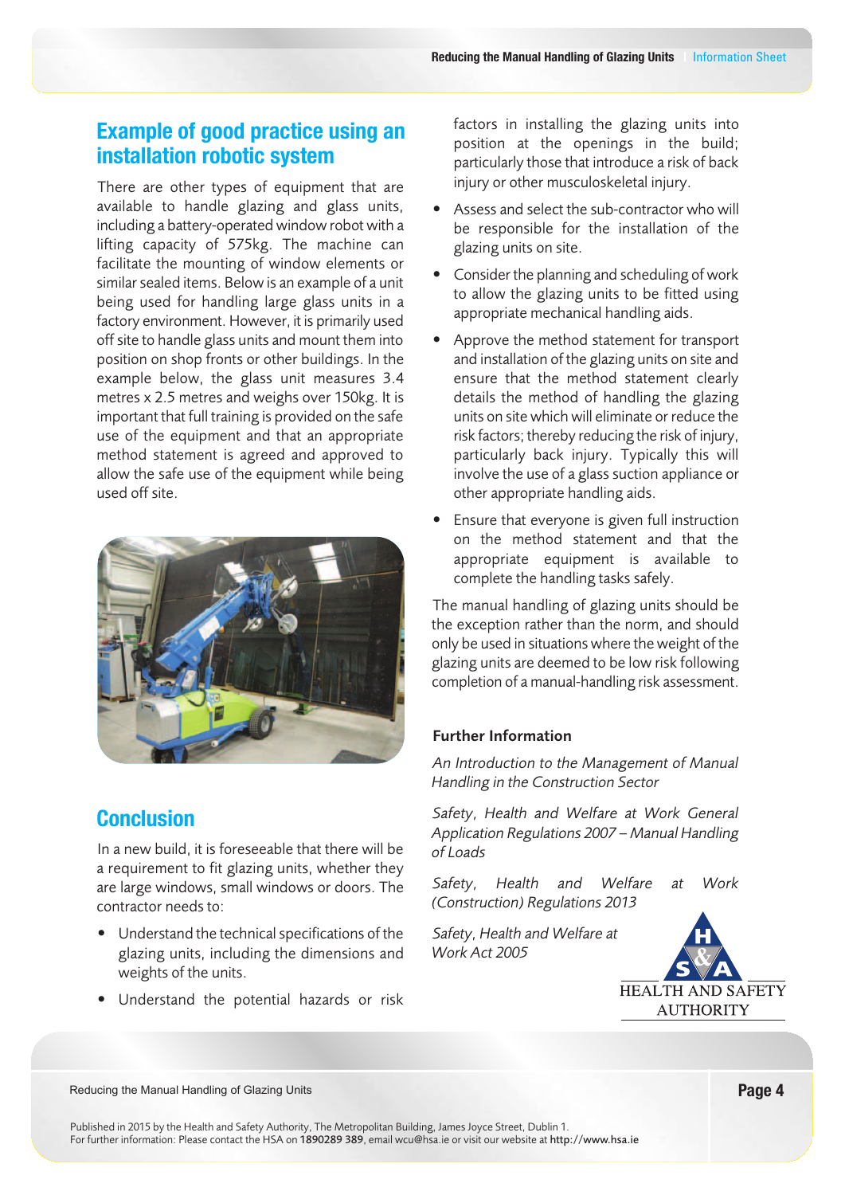## Example of good practice using an installation robotic system

There are other types of equipment that are available to handle glazing and glass units, including a battery-operated window robot with a lifting capacity of 575kg. The machine can facilitate the mounting of window elements or similar sealed items. Below is an example of a unit being used for handling large glass units in a factory environment. However, it is primarily used off site to handle glass units and mount them into position on shop fronts or other buildings. In the example below, the glass unit measures 3.4 metres x 2.5 metres and weighs over 150kg. It is important that full training is provided on the safe use of the equipment and that an appropriate method statement is agreed and approved to allow the safe use of the equipment while being used off site.

## Conclusion

In a new build, it is foreseeable that there will be a requirement to fit glazing units, whether they are large windows, small windows or doors. The contractor needs to:

- Understand the technical specifications of the glazing units, including the dimensions and weights of the units.
- Understand the potential hazards or risk factors in installing the glazing units into position at the openings in the build; particularly those that introduce a risk of back injury or other musculoskeletal injury.
- Assess and select the sub-contractor who will be responsible for the installation of the glazing units on site.
- Consider the planning and scheduling of work to allow the glazing units to be fitted using appropriate mechanical handling aids.
- Approve the method statement for transport and installation of the glazing units on site and ensure that the method statement clearly details the method of handling the glazing units on site which will eliminate or reduce the risk factors; thereby reducing the risk of injury, particularly back injury. Typically this will involve the use of a glass suction appliance or other appropriate handling aids.
- Ensure that everyone is given full instruction on the method statement and that the appropriate equipment is available to complete the handling tasks safely.

The manual handling of glazing units should be the exception rather than the norm, and should only be used in situations where the weight of the glazing units are deemed to be low risk following completion of a manual-handling risk assessment.

### Further Information

*An Introduction to the Management of Manual Handling in the Construction Sector*

*Safety, Health and Welfare at Work General Application Regulations 2007 – Manual Handling of Loads*

*Safety, Health and Welfare at Work (Construction) Regulations 2013*

*Safety, Health and Welfare at Work Act 2005*

HEALTH AND SAFETY AUTHORITY

Published in 2015 by the Health and Safety Authority, The Metropolitan Building, James Joyce Street, Dublin 1.
For further information: Please contact the HSA on 1890289 389, email wcu@hsa.ie or visit our website at http://www.hsa.ie